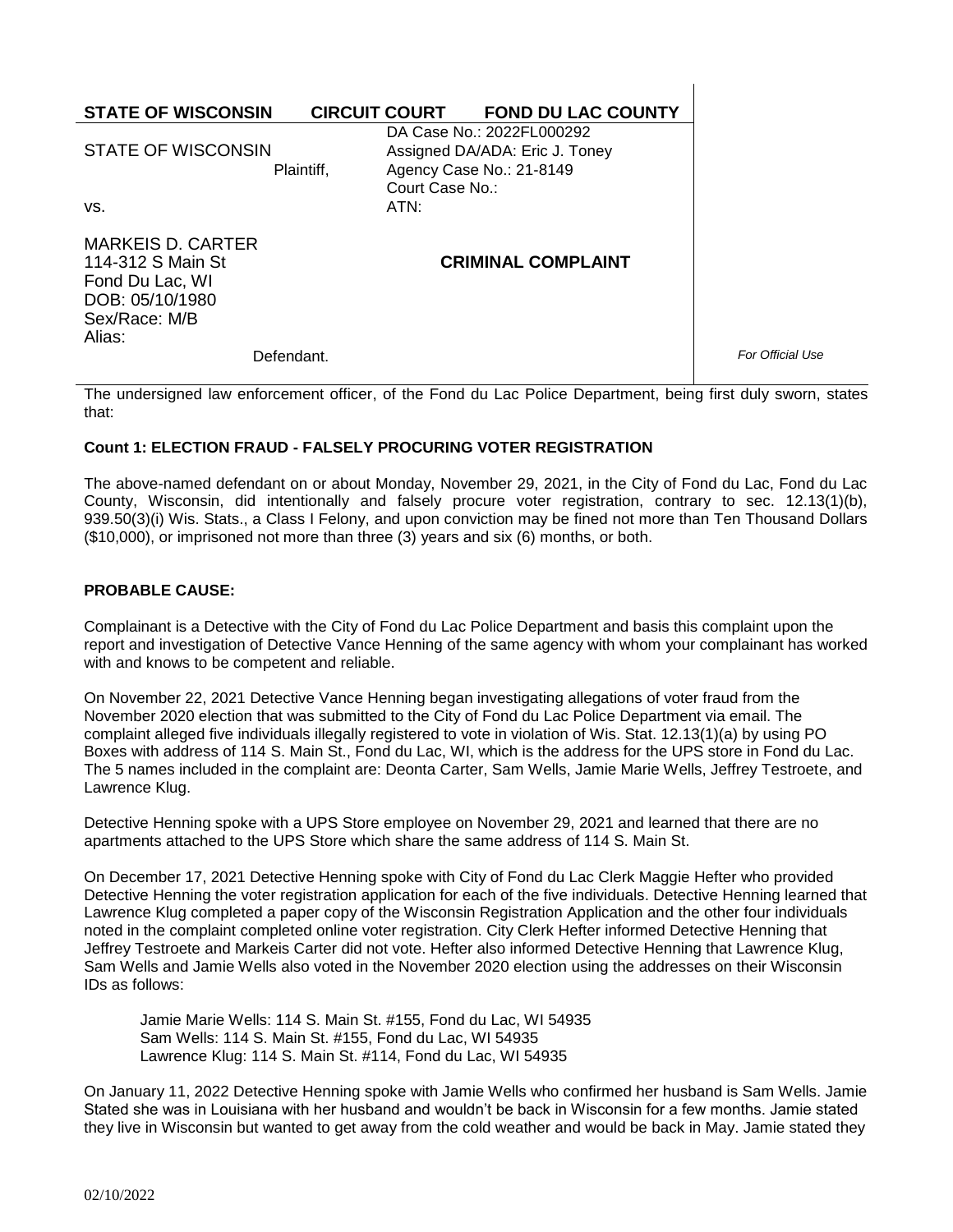**STATE OF WISCONSIN CIRCUIT COURT FOND DU LAC COUNTY**

| | |
|---|---|
| STATE OF WISCONSIN<br>Plaintiff, | DA Case No.: 2022FL000292<br>Assigned DA/ADA: Eric J. Toney<br>Agency Case No.: 21-8149<br>Court Case No.:<br>ATN: |
| vs. | |
| MARKEIS D. CARTER<br>114-312 S Main St<br>Fond Du Lac, WI<br>DOB: 05/10/1980<br>Sex/Race: M/B<br>Alias:<br>Defendant. | **CRIMINAL COMPLAINT** |

*For Official Use*

The undersigned law enforcement officer, of the Fond du Lac Police Department, being first duly sworn, states that:

**Count 1: ELECTION FRAUD - FALSELY PROCURING VOTER REGISTRATION**

The above-named defendant on or about Monday, November 29, 2021, in the City of Fond du Lac, Fond du Lac County, Wisconsin, did intentionally and falsely procure voter registration, contrary to sec. 12.13(1)(b), 939.50(3)(i) Wis. Stats., a Class I Felony, and upon conviction may be fined not more than Ten Thousand Dollars ($10,000), or imprisoned not more than three (3) years and six (6) months, or both.

**PROBABLE CAUSE:**

Complainant is a Detective with the City of Fond du Lac Police Department and basis this complaint upon the report and investigation of Detective Vance Henning of the same agency with whom your complainant has worked with and knows to be competent and reliable.

On November 22, 2021 Detective Vance Henning began investigating allegations of voter fraud from the November 2020 election that was submitted to the City of Fond du Lac Police Department via email. The complaint alleged five individuals illegally registered to vote in violation of Wis. Stat. 12.13(1)(a) by using PO Boxes with address of 114 S. Main St., Fond du Lac, WI, which is the address for the UPS store in Fond du Lac. The 5 names included in the complaint are: Deonta Carter, Sam Wells, Jamie Marie Wells, Jeffrey Testroete, and Lawrence Klug.

Detective Henning spoke with a UPS Store employee on November 29, 2021 and learned that there are no apartments attached to the UPS Store which share the same address of 114 S. Main St.

On December 17, 2021 Detective Henning spoke with City of Fond du Lac Clerk Maggie Hefter who provided Detective Henning the voter registration application for each of the five individuals. Detective Henning learned that Lawrence Klug completed a paper copy of the Wisconsin Registration Application and the other four individuals noted in the complaint completed online voter registration. City Clerk Hefter informed Detective Henning that Jeffrey Testroete and Markeis Carter did not vote. Hefter also informed Detective Henning that Lawrence Klug, Sam Wells and Jamie Wells also voted in the November 2020 election using the addresses on their Wisconsin IDs as follows:

> Jamie Marie Wells: 114 S. Main St. #155, Fond du Lac, WI 54935
> Sam Wells: 114 S. Main St. #155, Fond du Lac, WI 54935
> Lawrence Klug: 114 S. Main St. #114, Fond du Lac, WI 54935

On January 11, 2022 Detective Henning spoke with Jamie Wells who confirmed her husband is Sam Wells. Jamie Stated she was in Louisiana with her husband and wouldn't be back in Wisconsin for a few months. Jamie stated they live in Wisconsin but wanted to get away from the cold weather and would be back in May. Jamie stated they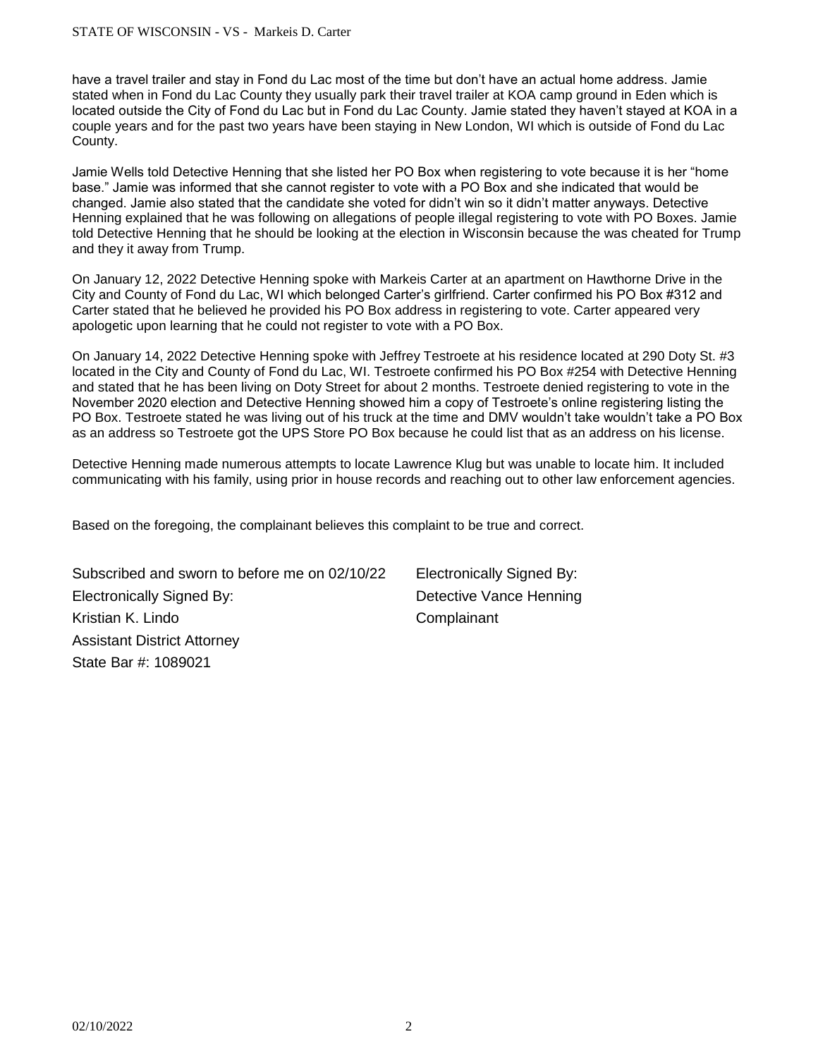have a travel trailer and stay in Fond du Lac most of the time but don't have an actual home address. Jamie stated when in Fond du Lac County they usually park their travel trailer at KOA camp ground in Eden which is located outside the City of Fond du Lac but in Fond du Lac County. Jamie stated they haven't stayed at KOA in a couple years and for the past two years have been staying in New London, WI which is outside of Fond du Lac County.

Jamie Wells told Detective Henning that she listed her PO Box when registering to vote because it is her "home base." Jamie was informed that she cannot register to vote with a PO Box and she indicated that would be changed. Jamie also stated that the candidate she voted for didn't win so it didn't matter anyways. Detective Henning explained that he was following on allegations of people illegal registering to vote with PO Boxes. Jamie told Detective Henning that he should be looking at the election in Wisconsin because the was cheated for Trump and they it away from Trump.

On January 12, 2022 Detective Henning spoke with Markeis Carter at an apartment on Hawthorne Drive in the City and County of Fond du Lac, WI which belonged Carter's girlfriend. Carter confirmed his PO Box #312 and Carter stated that he believed he provided his PO Box address in registering to vote. Carter appeared very apologetic upon learning that he could not register to vote with a PO Box.

On January 14, 2022 Detective Henning spoke with Jeffrey Testroete at his residence located at 290 Doty St. #3 located in the City and County of Fond du Lac, WI. Testroete confirmed his PO Box #254 with Detective Henning and stated that he has been living on Doty Street for about 2 months. Testroete denied registering to vote in the November 2020 election and Detective Henning showed him a copy of Testroete's online registering listing the PO Box. Testroete stated he was living out of his truck at the time and DMV wouldn't take wouldn't take a PO Box as an address so Testroete got the UPS Store PO Box because he could list that as an address on his license.

Detective Henning made numerous attempts to locate Lawrence Klug but was unable to locate him. It included communicating with his family, using prior in house records and reaching out to other law enforcement agencies.

Based on the foregoing, the complainant believes this complaint to be true and correct.

Subscribed and sworn to before me on 02/10/22
Electronically Signed By:
Kristian K. Lindo
Assistant District Attorney
State Bar #: 1089021

Electronically Signed By:
Detective Vance Henning
Complainant